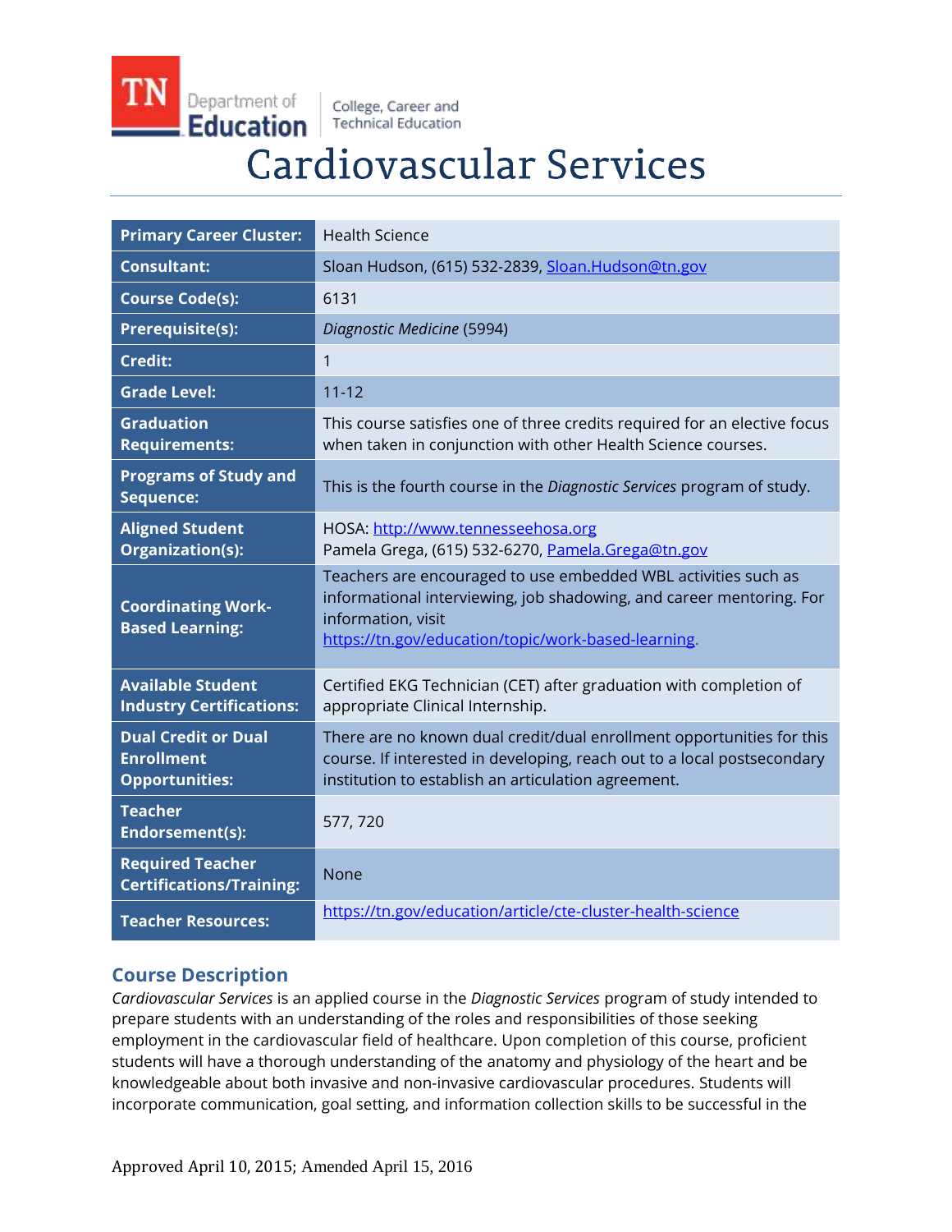# Cardiovascular Services

| | |
|---|---|
| **Primary Career Cluster:** | Health Science |
| **Consultant:** | Sloan Hudson, (615) 532-2839, Sloan.Hudson@tn.gov |
| **Course Code(s):** | 6131 |
| **Prerequisite(s):** | *Diagnostic Medicine* (5994) |
| **Credit:** | 1 |
| **Grade Level:** | 11-12 |
| **Graduation Requirements:** | This course satisfies one of three credits required for an elective focus when taken in conjunction with other Health Science courses. |
| **Programs of Study and Sequence:** | This is the fourth course in the *Diagnostic Services* program of study. |
| **Aligned Student Organization(s):** | HOSA: http://www.tennesseehosa.org<br>Pamela Grega, (615) 532-6270, Pamela.Grega@tn.gov |
| **Coordinating Work-Based Learning:** | Teachers are encouraged to use embedded WBL activities such as informational interviewing, job shadowing, and career mentoring. For information, visit https://tn.gov/education/topic/work-based-learning. |
| **Available Student Industry Certifications:** | Certified EKG Technician (CET) after graduation with completion of appropriate Clinical Internship. |
| **Dual Credit or Dual Enrollment Opportunities:** | There are no known dual credit/dual enrollment opportunities for this course. If interested in developing, reach out to a local postsecondary institution to establish an articulation agreement. |
| **Teacher Endorsement(s):** | 577, 720 |
| **Required Teacher Certifications/Training:** | None |
| **Teacher Resources:** | https://tn.gov/education/article/cte-cluster-health-science |

## Course Description

*Cardiovascular Services* is an applied course in the *Diagnostic Services* program of study intended to prepare students with an understanding of the roles and responsibilities of those seeking employment in the cardiovascular field of healthcare. Upon completion of this course, proficient students will have a thorough understanding of the anatomy and physiology of the heart and be knowledgeable about both invasive and non-invasive cardiovascular procedures. Students will incorporate communication, goal setting, and information collection skills to be successful in the

Approved April 10, 2015; Amended April 15, 2016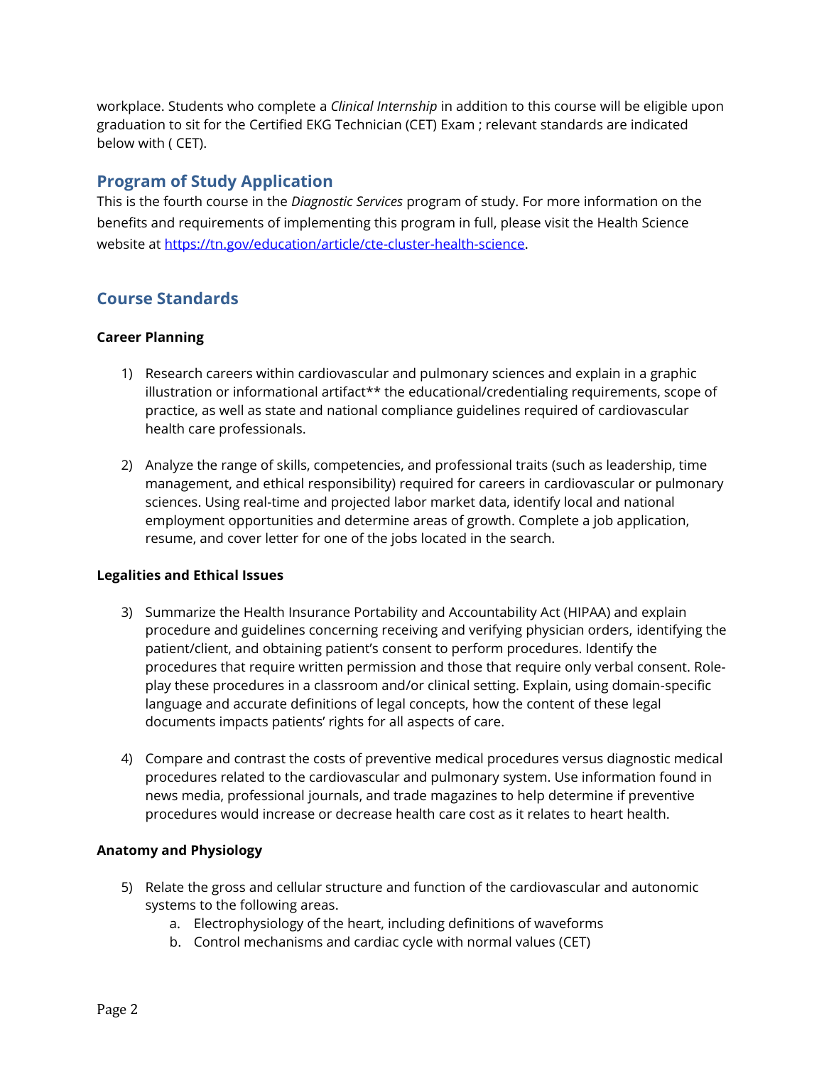workplace. Students who complete a *Clinical Internship* in addition to this course will be eligible upon graduation to sit for the Certified EKG Technician (CET) Exam ; relevant standards are indicated below with ( CET).

## Program of Study Application

This is the fourth course in the *Diagnostic Services* program of study. For more information on the benefits and requirements of implementing this program in full, please visit the Health Science website at [https://tn.gov/education/article/cte-cluster-health-science](https://tn.gov/education/article/cte-cluster-health-science).

## Course Standards

### Career Planning

1) Research careers within cardiovascular and pulmonary sciences and explain in a graphic illustration or informational artifact** the educational/credentialing requirements, scope of practice, as well as state and national compliance guidelines required of cardiovascular health care professionals.

2) Analyze the range of skills, competencies, and professional traits (such as leadership, time management, and ethical responsibility) required for careers in cardiovascular or pulmonary sciences. Using real-time and projected labor market data, identify local and national employment opportunities and determine areas of growth. Complete a job application, resume, and cover letter for one of the jobs located in the search.

### Legalities and Ethical Issues

3) Summarize the Health Insurance Portability and Accountability Act (HIPAA) and explain procedure and guidelines concerning receiving and verifying physician orders, identifying the patient/client, and obtaining patient's consent to perform procedures. Identify the procedures that require written permission and those that require only verbal consent. Role-play these procedures in a classroom and/or clinical setting. Explain, using domain-specific language and accurate definitions of legal concepts, how the content of these legal documents impacts patients' rights for all aspects of care.

4) Compare and contrast the costs of preventive medical procedures versus diagnostic medical procedures related to the cardiovascular and pulmonary system. Use information found in news media, professional journals, and trade magazines to help determine if preventive procedures would increase or decrease health care cost as it relates to heart health.

### Anatomy and Physiology

5) Relate the gross and cellular structure and function of the cardiovascular and autonomic systems to the following areas.
    a. Electrophysiology of the heart, including definitions of waveforms
    b. Control mechanisms and cardiac cycle with normal values (CET)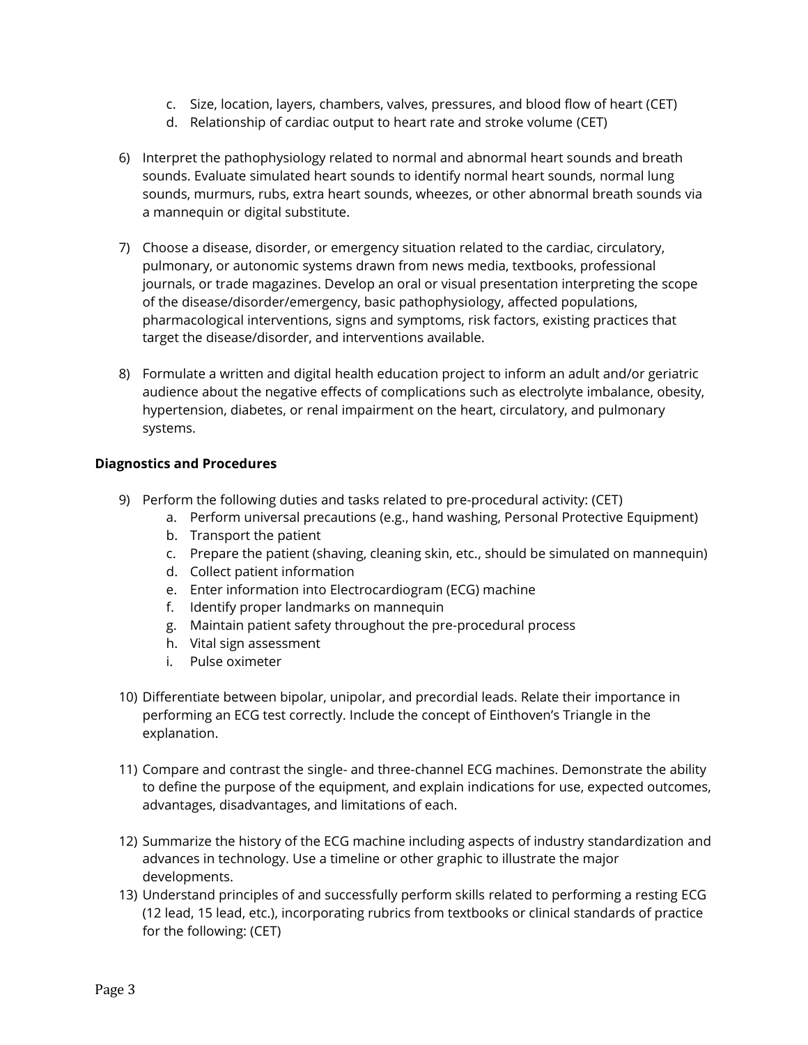c. Size, location, layers, chambers, valves, pressures, and blood flow of heart (CET)
   d. Relationship of cardiac output to heart rate and stroke volume (CET)

6) Interpret the pathophysiology related to normal and abnormal heart sounds and breath sounds. Evaluate simulated heart sounds to identify normal heart sounds, normal lung sounds, murmurs, rubs, extra heart sounds, wheezes, or other abnormal breath sounds via a mannequin or digital substitute.

7) Choose a disease, disorder, or emergency situation related to the cardiac, circulatory, pulmonary, or autonomic systems drawn from news media, textbooks, professional journals, or trade magazines. Develop an oral or visual presentation interpreting the scope of the disease/disorder/emergency, basic pathophysiology, affected populations, pharmacological interventions, signs and symptoms, risk factors, existing practices that target the disease/disorder, and interventions available.

8) Formulate a written and digital health education project to inform an adult and/or geriatric audience about the negative effects of complications such as electrolyte imbalance, obesity, hypertension, diabetes, or renal impairment on the heart, circulatory, and pulmonary systems.

**Diagnostics and Procedures**

9) Perform the following duties and tasks related to pre-procedural activity: (CET)
   a. Perform universal precautions (e.g., hand washing, Personal Protective Equipment)
   b. Transport the patient
   c. Prepare the patient (shaving, cleaning skin, etc., should be simulated on mannequin)
   d. Collect patient information
   e. Enter information into Electrocardiogram (ECG) machine
   f. Identify proper landmarks on mannequin
   g. Maintain patient safety throughout the pre-procedural process
   h. Vital sign assessment
   i. Pulse oximeter

10) Differentiate between bipolar, unipolar, and precordial leads. Relate their importance in performing an ECG test correctly. Include the concept of Einthoven's Triangle in the explanation.

11) Compare and contrast the single- and three-channel ECG machines. Demonstrate the ability to define the purpose of the equipment, and explain indications for use, expected outcomes, advantages, disadvantages, and limitations of each.

12) Summarize the history of the ECG machine including aspects of industry standardization and advances in technology. Use a timeline or other graphic to illustrate the major developments.

13) Understand principles of and successfully perform skills related to performing a resting ECG (12 lead, 15 lead, etc.), incorporating rubrics from textbooks or clinical standards of practice for the following: (CET)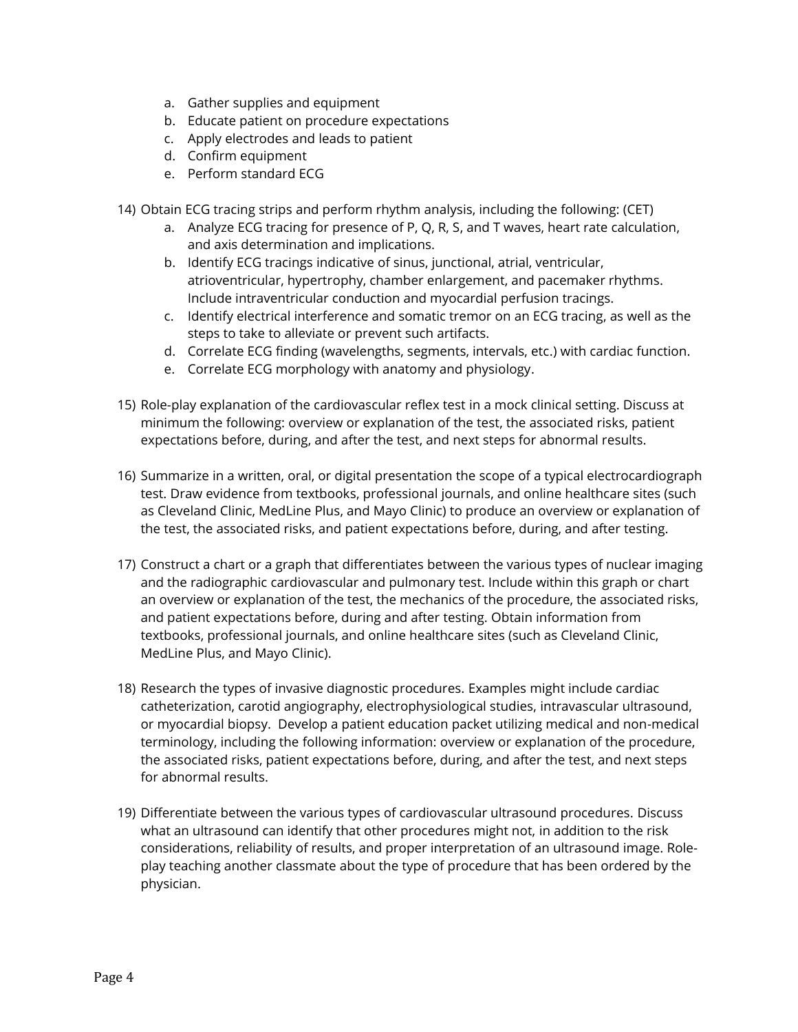a. Gather supplies and equipment
   b. Educate patient on procedure expectations
   c. Apply electrodes and leads to patient
   d. Confirm equipment
   e. Perform standard ECG

14) Obtain ECG tracing strips and perform rhythm analysis, including the following: (CET)
    a. Analyze ECG tracing for presence of P, Q, R, S, and T waves, heart rate calculation, and axis determination and implications.
    b. Identify ECG tracings indicative of sinus, junctional, atrial, ventricular, atrioventricular, hypertrophy, chamber enlargement, and pacemaker rhythms. Include intraventricular conduction and myocardial perfusion tracings.
    c. Identify electrical interference and somatic tremor on an ECG tracing, as well as the steps to take to alleviate or prevent such artifacts.
    d. Correlate ECG finding (wavelengths, segments, intervals, etc.) with cardiac function.
    e. Correlate ECG morphology with anatomy and physiology.

15) Role-play explanation of the cardiovascular reflex test in a mock clinical setting. Discuss at minimum the following: overview or explanation of the test, the associated risks, patient expectations before, during, and after the test, and next steps for abnormal results.

16) Summarize in a written, oral, or digital presentation the scope of a typical electrocardiograph test. Draw evidence from textbooks, professional journals, and online healthcare sites (such as Cleveland Clinic, MedLine Plus, and Mayo Clinic) to produce an overview or explanation of the test, the associated risks, and patient expectations before, during, and after testing.

17) Construct a chart or a graph that differentiates between the various types of nuclear imaging and the radiographic cardiovascular and pulmonary test. Include within this graph or chart an overview or explanation of the test, the mechanics of the procedure, the associated risks, and patient expectations before, during and after testing. Obtain information from textbooks, professional journals, and online healthcare sites (such as Cleveland Clinic, MedLine Plus, and Mayo Clinic).

18) Research the types of invasive diagnostic procedures. Examples might include cardiac catheterization, carotid angiography, electrophysiological studies, intravascular ultrasound, or myocardial biopsy. Develop a patient education packet utilizing medical and non-medical terminology, including the following information: overview or explanation of the procedure, the associated risks, patient expectations before, during, and after the test, and next steps for abnormal results.

19) Differentiate between the various types of cardiovascular ultrasound procedures. Discuss what an ultrasound can identify that other procedures might not, in addition to the risk considerations, reliability of results, and proper interpretation of an ultrasound image. Role-play teaching another classmate about the type of procedure that has been ordered by the physician.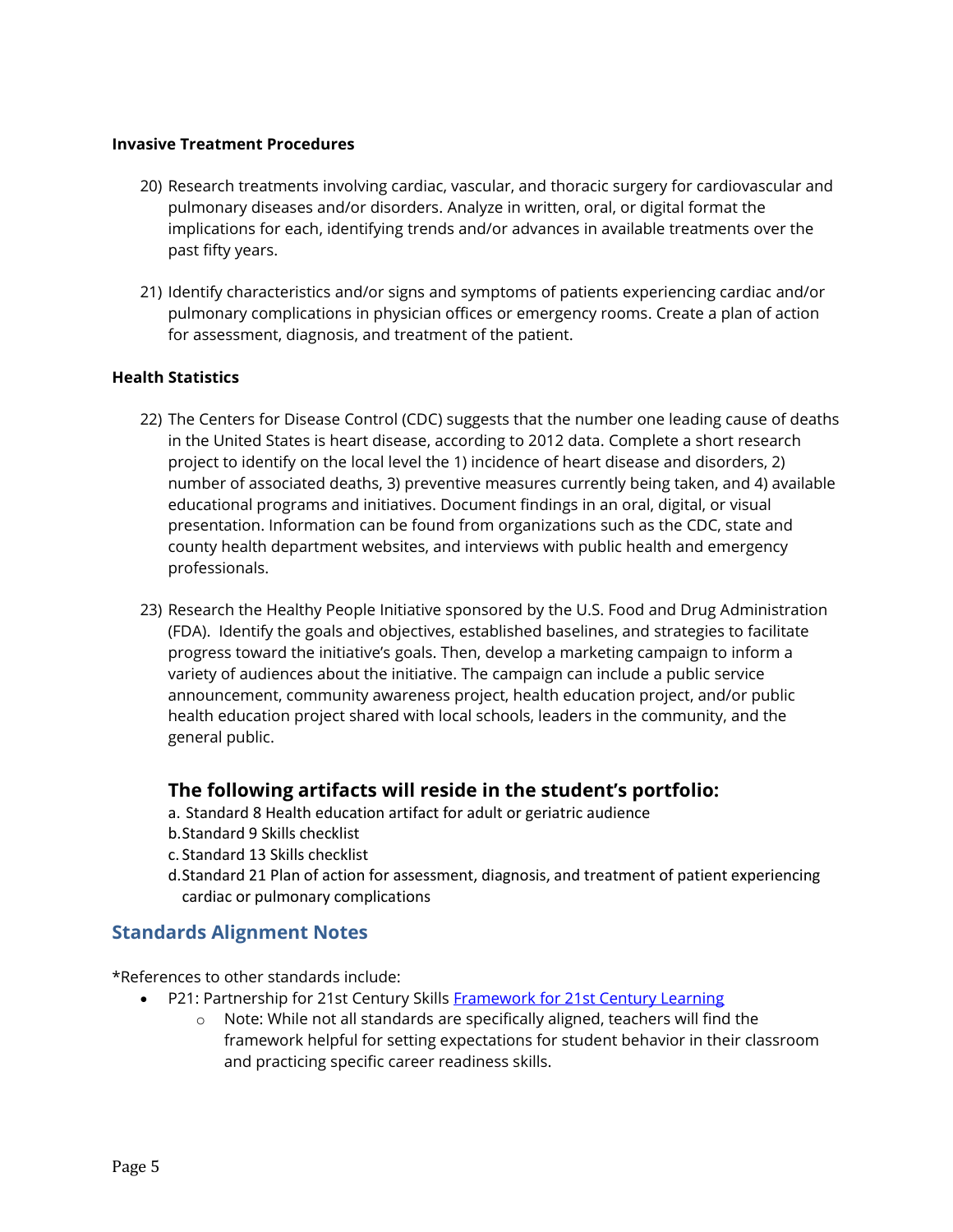**Invasive Treatment Procedures**

20) Research treatments involving cardiac, vascular, and thoracic surgery for cardiovascular and pulmonary diseases and/or disorders. Analyze in written, oral, or digital format the implications for each, identifying trends and/or advances in available treatments over the past fifty years.

21) Identify characteristics and/or signs and symptoms of patients experiencing cardiac and/or pulmonary complications in physician offices or emergency rooms. Create a plan of action for assessment, diagnosis, and treatment of the patient.

**Health Statistics**

22) The Centers for Disease Control (CDC) suggests that the number one leading cause of deaths in the United States is heart disease, according to 2012 data. Complete a short research project to identify on the local level the 1) incidence of heart disease and disorders, 2) number of associated deaths, 3) preventive measures currently being taken, and 4) available educational programs and initiatives. Document findings in an oral, digital, or visual presentation. Information can be found from organizations such as the CDC, state and county health department websites, and interviews with public health and emergency professionals.

23) Research the Healthy People Initiative sponsored by the U.S. Food and Drug Administration (FDA). Identify the goals and objectives, established baselines, and strategies to facilitate progress toward the initiative's goals. Then, develop a marketing campaign to inform a variety of audiences about the initiative. The campaign can include a public service announcement, community awareness project, health education project, and/or public health education project shared with local schools, leaders in the community, and the general public.

### The following artifacts will reside in the student's portfolio:

a. Standard 8 Health education artifact for adult or geriatric audience
b. Standard 9 Skills checklist
c. Standard 13 Skills checklist
d. Standard 21 Plan of action for assessment, diagnosis, and treatment of patient experiencing cardiac or pulmonary complications

## Standards Alignment Notes

*References to other standards include:

- P21: Partnership for 21st Century Skills Framework for 21st Century Learning
    - Note: While not all standards are specifically aligned, teachers will find the framework helpful for setting expectations for student behavior in their classroom and practicing specific career readiness skills.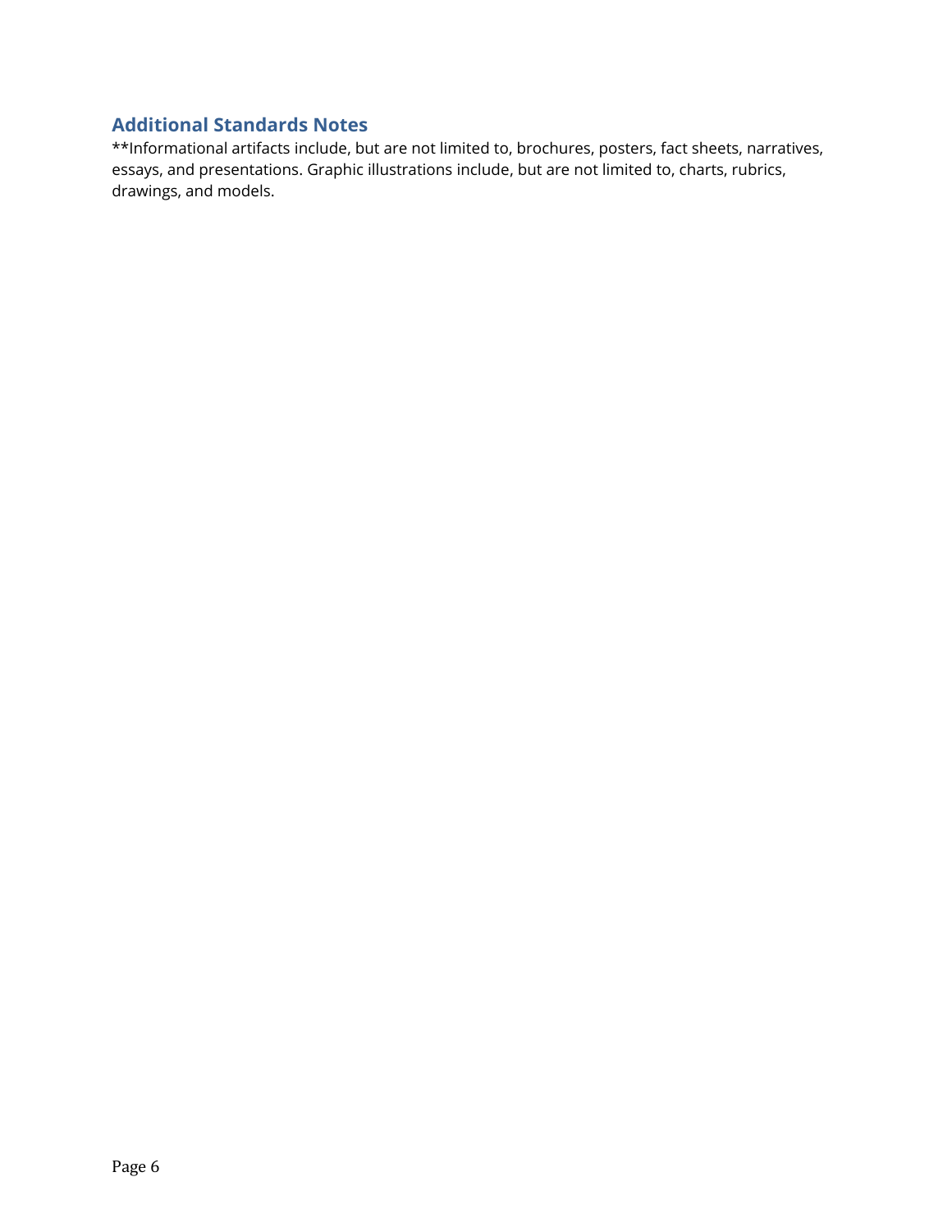## Additional Standards Notes

**Informational artifacts include, but are not limited to, brochures, posters, fact sheets, narratives, essays, and presentations. Graphic illustrations include, but are not limited to, charts, rubrics, drawings, and models.